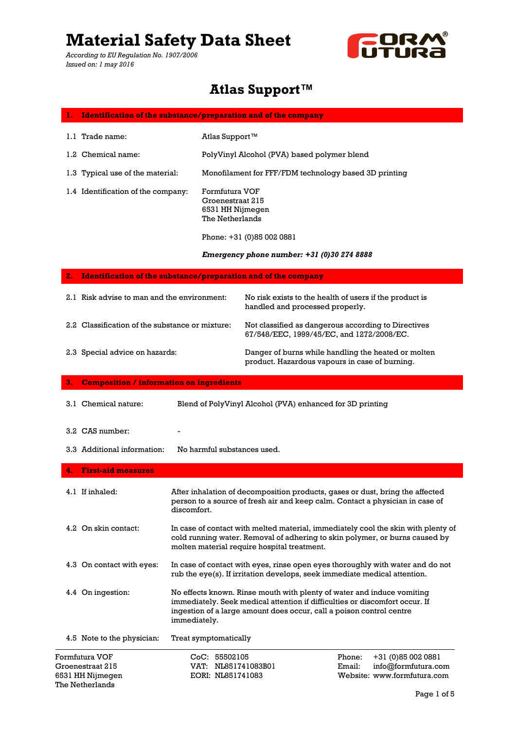# Material Safety Data Sheet

*According to EU Regulation No. 1907/2006*
*Issued on: 1 may 2016*

## Atlas Support™

### 1. Identification of the substance/preparation and of the company

1.1 Trade name: Atlas Support™

1.2 Chemical name: PolyVinyl Alcohol (PVA) based polymer blend

1.3 Typical use of the material: Monofilament for FFF/FDM technology based 3D printing

1.4 Identification of the company: Formfutura VOF
Groenestraat 215
6531 HH Nijmegen
The Netherlands

Phone: +31 (0)85 002 0881

***Emergency phone number: +31 (0)30 274 8888***

### 2. Identification of the substance/preparation and of the company

2.1 Risk advise to man and the environment: No risk exists to the health of users if the product is handled and processed properly.

2.2 Classification of the substance or mixture: Not classified as dangerous according to Directives 67/548/EEC, 1999/45/EC, and 1272/2008/EC.

2.3 Special advice on hazards: Danger of burns while handling the heated or molten product. Hazardous vapours in case of burning.

### 3. Composition / information on ingredients

3.1 Chemical nature: Blend of PolyVinyl Alcohol (PVA) enhanced for 3D printing

3.2 CAS number: -

3.3 Additional information: No harmful substances used.

### 4. First-aid measures

4.1 If inhaled: After inhalation of decomposition products, gases or dust, bring the affected person to a source of fresh air and keep calm. Contact a physician in case of discomfort.

4.2 On skin contact: In case of contact with melted material, immediately cool the skin with plenty of cold running water. Removal of adhering to skin polymer, or burns caused by molten material require hospital treatment.

4.3 On contact with eyes: In case of contact with eyes, rinse open eyes thoroughly with water and do not rub the eye(s). If irritation develops, seek immediate medical attention.

4.4 On ingestion: No effects known. Rinse mouth with plenty of water and induce vomiting immediately. Seek medical attention if difficulties or discomfort occur. If ingestion of a large amount does occur, call a poison control centre immediately.

4.5 Note to the physician: Treat symptomatically

Formfutura VOF
Groenestraat 215
6531 HH Nijmegen
The Netherlands

CoC: 55502105
VAT: NL851741083B01
EORI: NL851741083

Phone: +31 (0)85 002 0881
Email: info@formfutura.com
Website: www.formfutura.com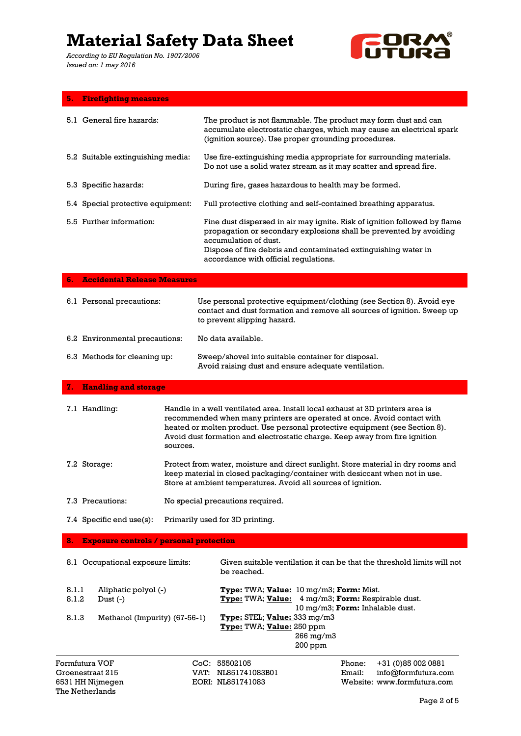## 5. Firefighting measures

| | |
|---|---|
| 5.1 General fire hazards: | The product is not flammable. The product may form dust and can accumulate electrostatic charges, which may cause an electrical spark (ignition source). Use proper grounding procedures. |
| 5.2 Suitable extinguishing media: | Use fire-extinguishing media appropriate for surrounding materials. Do not use a solid water stream as it may scatter and spread fire. |
| 5.3 Specific hazards: | During fire, gases hazardous to health may be formed. |
| 5.4 Special protective equipment: | Full protective clothing and self-contained breathing apparatus. |
| 5.5 Further information: | Fine dust dispersed in air may ignite. Risk of ignition followed by flame propagation or secondary explosions shall be prevented by avoiding accumulation of dust. Dispose of fire debris and contaminated extinguishing water in accordance with official regulations. |

## 6. Accidental Release Measures

| | |
|---|---|
| 6.1 Personal precautions: | Use personal protective equipment/clothing (see Section 8). Avoid eye contact and dust formation and remove all sources of ignition. Sweep up to prevent slipping hazard. |
| 6.2 Environmental precautions: | No data available. |
| 6.3 Methods for cleaning up: | Sweep/shovel into suitable container for disposal. Avoid raising dust and ensure adequate ventilation. |

## 7. Handling and storage

| | |
|---|---|
| 7.1 Handling: | Handle in a well ventilated area. Install local exhaust at 3D printers area is recommended when many printers are operated at once. Avoid contact with heated or molten product. Use personal protective equipment (see Section 8). Avoid dust formation and electrostatic charge. Keep away from fire ignition sources. |
| 7.2 Storage: | Protect from water, moisture and direct sunlight. Store material in dry rooms and keep material in closed packaging/container with desiccant when not in use. Store at ambient temperatures. Avoid all sources of ignition. |
| 7.3 Precautions: | No special precautions required. |
| 7.4 Specific end use(s): | Primarily used for 3D printing. |

## 8. Exposure controls / personal protection

8.1 Occupational exposure limits: Given suitable ventilation it can be that the threshold limits will not be reached.

| | | |
|---|---|---|
| 8.1.1 | Aliphatic polyol (-) | **Type:** TWA; **Value:** 10 mg/m3; **Form:** Mist. |
| 8.1.2 | Dust (-) | **Type:** TWA; **Value:** 4 mg/m3; **Form:** Respirable dust.<br>10 mg/m3; **Form:** Inhalable dust. |
| 8.1.3 | Methanol (Impurity) (67-56-1) | **Type:** STEL; **Value:** 333 mg/m3<br>**Type:** TWA; **Value:** 250 ppm<br>266 mg/m3<br>200 ppm |

Formfutura VOF
Groenestraat 215
6531 HH Nijmegen
The Netherlands

CoC: 55502105
VAT: NL851741083B01
EORI: NL851741083

Phone: +31 (0)85 002 0881
Email: info@formfutura.com
Website: www.formfutura.com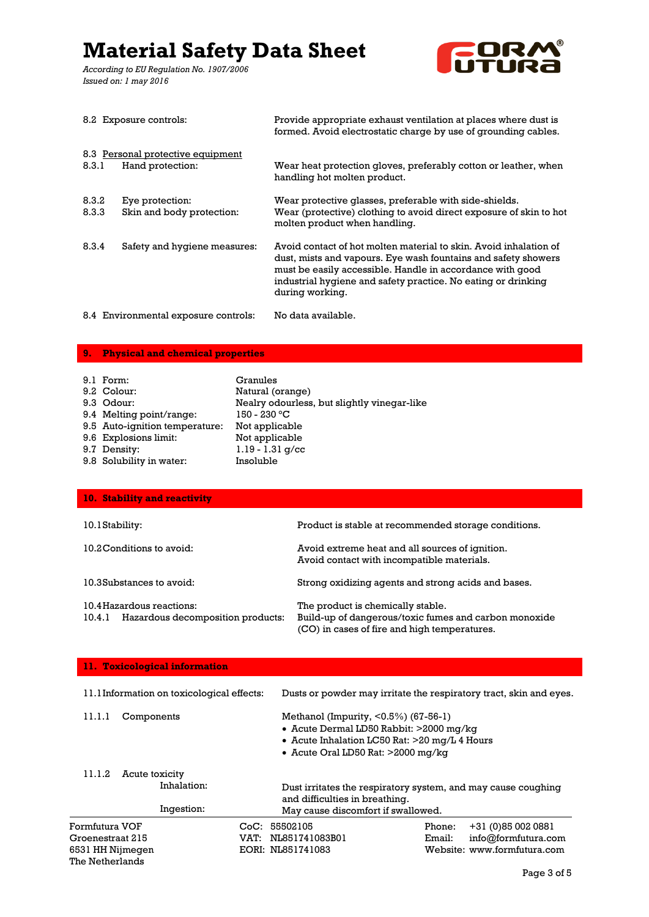| | |
|---|---|
| 8.2 Exposure controls: | Provide appropriate exhaust ventilation at places where dust is formed. Avoid electrostatic charge by use of grounding cables. |

8.3 Personal protective equipment

| | | |
|---|---|---|
| 8.3.1 | Hand protection: | Wear heat protection gloves, preferably cotton or leather, when handling hot molten product. |
| 8.3.2 | Eye protection: | Wear protective glasses, preferable with side-shields. |
| 8.3.3 | Skin and body protection: | Wear (protective) clothing to avoid direct exposure of skin to hot molten product when handling. |
| 8.3.4 | Safety and hygiene measures: | Avoid contact of hot molten material to skin. Avoid inhalation of dust, mists and vapours. Eye wash fountains and safety showers must be easily accessible. Handle in accordance with good industrial hygiene and safety practice. No eating or drinking during working. |

| | |
|---|---|
| 8.4 Environmental exposure controls: | No data available. |

## 9. Physical and chemical properties

| | |
|---|---|
| 9.1 Form: | Granules |
| 9.2 Colour: | Natural (orange) |
| 9.3 Odour: | Nealry odourless, but slightly vinegar-like |
| 9.4 Melting point/range: | 150 - 230 °C |
| 9.5 Auto-ignition temperature: | Not applicable |
| 9.6 Explosions limit: | Not applicable |
| 9.7 Density: | 1.19 - 1.31 g/cc |
| 9.8 Solubility in water: | Insoluble |

## 10. Stability and reactivity

| | |
|---|---|
| 10.1 Stability: | Product is stable at recommended storage conditions. |
| 10.2 Conditions to avoid: | Avoid extreme heat and all sources of ignition. Avoid contact with incompatible materials. |
| 10.3 Substances to avoid: | Strong oxidizing agents and strong acids and bases. |
| 10.4 Hazardous reactions: | The product is chemically stable. |
| 10.4.1 Hazardous decomposition products: | Build-up of dangerous/toxic fumes and carbon monoxide (CO) in cases of fire and high temperatures. |

## 11. Toxicological information

| | |
|---|---|
| 11.1 Information on toxicological effects: | Dusts or powder may irritate the respiratory tract, skin and eyes. |
| 11.1.1 Components | Methanol (Impurity, <0.5%) (67-56-1)<br>• Acute Dermal LD50 Rabbit: >2000 mg/kg<br>• Acute Inhalation LC50 Rat: >20 mg/L 4 Hours<br>• Acute Oral LD50 Rat: >2000 mg/kg |

11.1.2 Acute toxicity

| | |
|---|---|
| Inhalation: | Dust irritates the respiratory system, and may cause coughing and difficulties in breathing. |
| Ingestion: | May cause discomfort if swallowed. |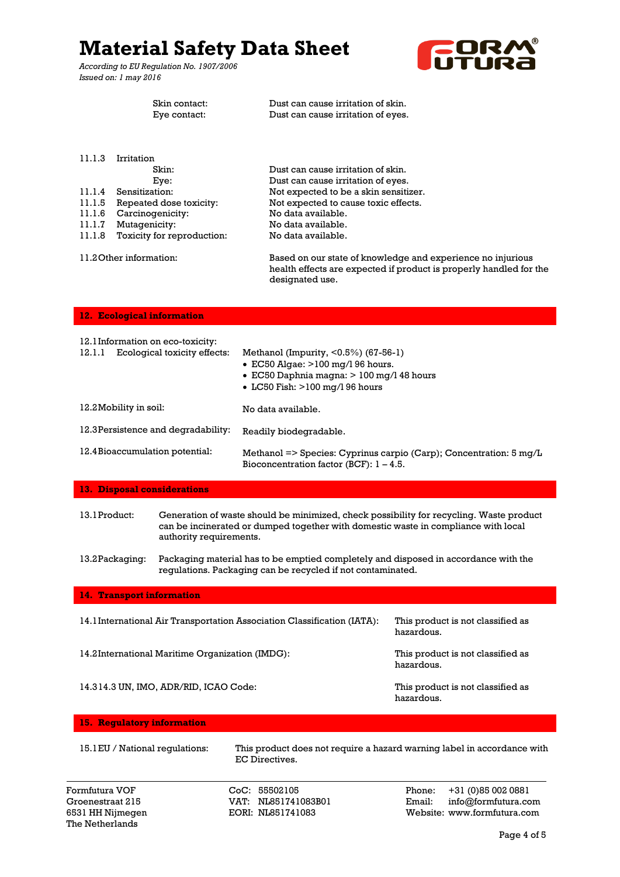| | |
|---|---|
| Skin contact: | Dust can cause irritation of skin. |
| Eye contact: | Dust can cause irritation of eyes. |

| | | |
|---|---|---|
| 11.1.3 | Irritation | |
| | Skin: | Dust can cause irritation of skin. |
| | Eye: | Dust can cause irritation of eyes. |
| 11.1.4 | Sensitization: | Not expected to be a skin sensitizer. |
| 11.1.5 | Repeated dose toxicity: | Not expected to cause toxic effects. |
| 11.1.6 | Carcinogenicity: | No data available. |
| 11.1.7 | Mutagenicity: | No data available. |
| 11.1.8 | Toxicity for reproduction: | No data available. |

11.2 Other information: Based on our state of knowledge and experience no injurious health effects are expected if product is properly handled for the designated use.

## 12. Ecological information

12.1 Information on eco-toxicity:

12.1.1 Ecological toxicity effects: Methanol (Impurity, <0.5%) (67-56-1)

- EC50 Algae: >100 mg/l 96 hours.
- EC50 Daphnia magna: > 100 mg/l 48 hours
- LC50 Fish: >100 mg/l 96 hours

12.2 Mobility in soil: No data available.

12.3 Persistence and degradability: Readily biodegradable.

12.4 Bioaccumulation potential: Methanol => Species: Cyprinus carpio (Carp); Concentration: 5 mg/L Bioconcentration factor (BCF): 1 – 4.5.

## 13. Disposal considerations

13.1 Product: Generation of waste should be minimized, check possibility for recycling. Waste product can be incinerated or dumped together with domestic waste in compliance with local authority requirements.

13.2 Packaging: Packaging material has to be emptied completely and disposed in accordance with the regulations. Packaging can be recycled if not contaminated.

## 14. Transport information

14.1 International Air Transportation Association Classification (IATA): This product is not classified as hazardous.

14.2 International Maritime Organization (IMDG): This product is not classified as hazardous.

14.3 14.3 UN, IMO, ADR/RID, ICAO Code: This product is not classified as hazardous.

## 15. Regulatory information

15.1 EU / National regulations: This product does not require a hazard warning label in accordance with EC Directives.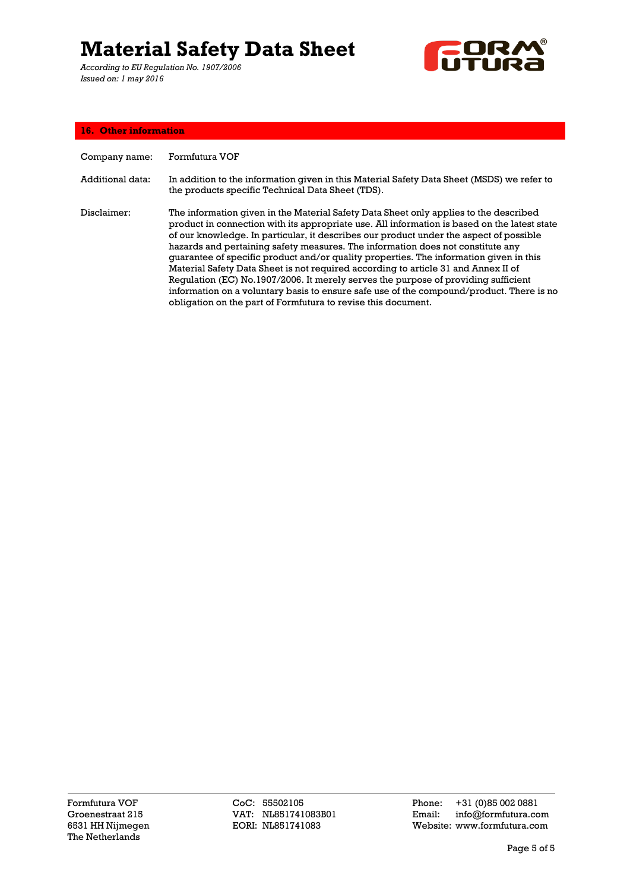## 16. Other information

| | |
|---|---|
| Company name: | Formfutura VOF |
| Additional data: | In addition to the information given in this Material Safety Data Sheet (MSDS) we refer to the products specific Technical Data Sheet (TDS). |
| Disclaimer: | The information given in the Material Safety Data Sheet only applies to the described product in connection with its appropriate use. All information is based on the latest state of our knowledge. In particular, it describes our product under the aspect of possible hazards and pertaining safety measures. The information does not constitute any guarantee of specific product and/or quality properties. The information given in this Material Safety Data Sheet is not required according to article 31 and Annex II of Regulation (EC) No.1907/2006. It merely serves the purpose of providing sufficient information on a voluntary basis to ensure safe use of the compound/product. There is no obligation on the part of Formfutura to revise this document. |